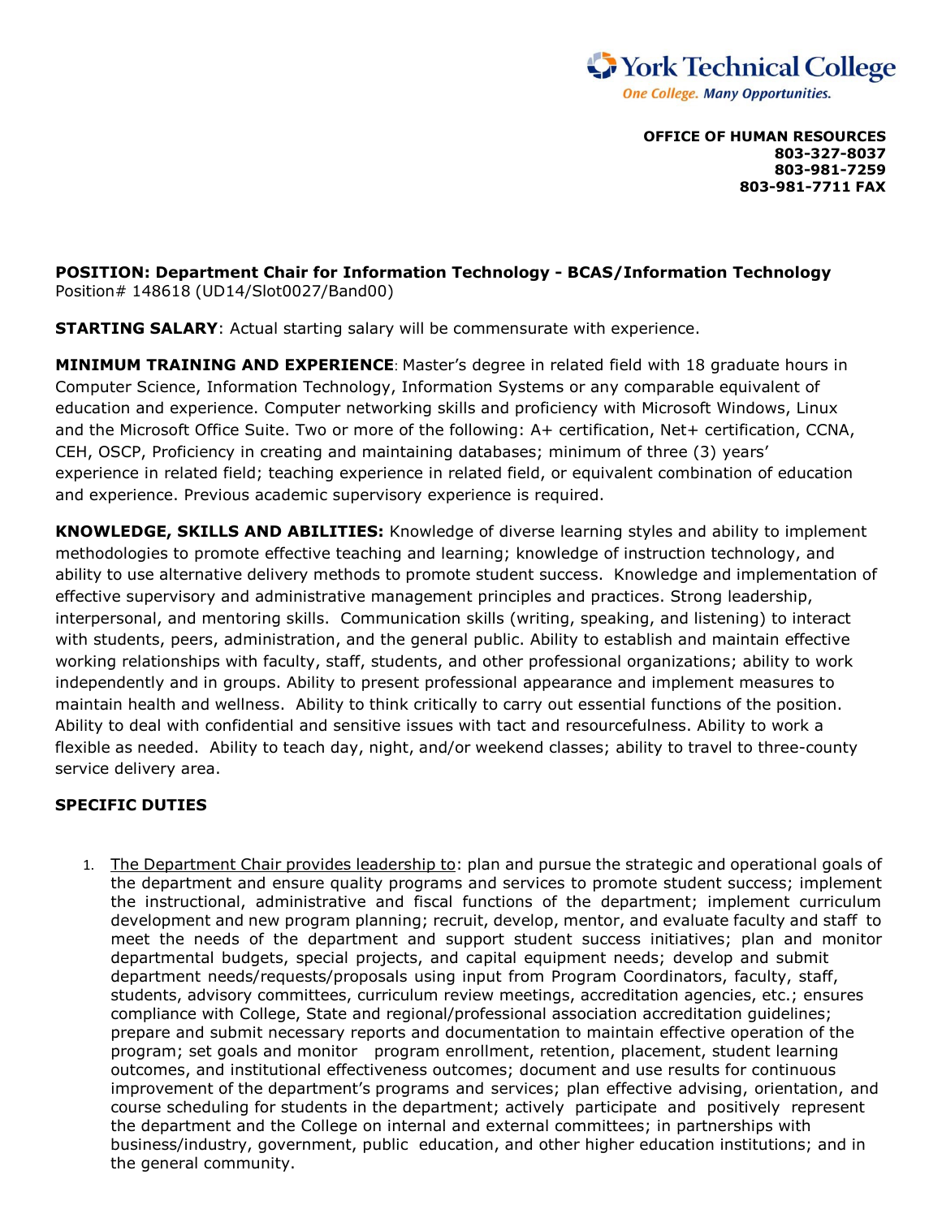**York Technical College**
*One College. Many Opportunities.*

**OFFICE OF HUMAN RESOURCES**
**803-327-8037**
**803-981-7259**
**803-981-7711 FAX**

**POSITION: Department Chair for Information Technology - BCAS/Information Technology**
Position# 148618 (UD14/Slot0027/Band00)

**STARTING SALARY**: Actual starting salary will be commensurate with experience.

**MINIMUM TRAINING AND EXPERIENCE**: Master's degree in related field with 18 graduate hours in Computer Science, Information Technology, Information Systems or any comparable equivalent of education and experience. Computer networking skills and proficiency with Microsoft Windows, Linux and the Microsoft Office Suite. Two or more of the following: A+ certification, Net+ certification, CCNA, CEH, OSCP, Proficiency in creating and maintaining databases; minimum of three (3) years' experience in related field; teaching experience in related field, or equivalent combination of education and experience. Previous academic supervisory experience is required.

**KNOWLEDGE, SKILLS AND ABILITIES:** Knowledge of diverse learning styles and ability to implement methodologies to promote effective teaching and learning; knowledge of instruction technology, and ability to use alternative delivery methods to promote student success. Knowledge and implementation of effective supervisory and administrative management principles and practices. Strong leadership, interpersonal, and mentoring skills. Communication skills (writing, speaking, and listening) to interact with students, peers, administration, and the general public. Ability to establish and maintain effective working relationships with faculty, staff, students, and other professional organizations; ability to work independently and in groups. Ability to present professional appearance and implement measures to maintain health and wellness. Ability to think critically to carry out essential functions of the position. Ability to deal with confidential and sensitive issues with tact and resourcefulness. Ability to work a flexible as needed. Ability to teach day, night, and/or weekend classes; ability to travel to three-county service delivery area.

**SPECIFIC DUTIES**

1. The Department Chair provides leadership to: plan and pursue the strategic and operational goals of the department and ensure quality programs and services to promote student success; implement the instructional, administrative and fiscal functions of the department; implement curriculum development and new program planning; recruit, develop, mentor, and evaluate faculty and staff to meet the needs of the department and support student success initiatives; plan and monitor departmental budgets, special projects, and capital equipment needs; develop and submit department needs/requests/proposals using input from Program Coordinators, faculty, staff, students, advisory committees, curriculum review meetings, accreditation agencies, etc.; ensures compliance with College, State and regional/professional association accreditation guidelines; prepare and submit necessary reports and documentation to maintain effective operation of the program; set goals and monitor program enrollment, retention, placement, student learning outcomes, and institutional effectiveness outcomes; document and use results for continuous improvement of the department's programs and services; plan effective advising, orientation, and course scheduling for students in the department; actively participate and positively represent the department and the College on internal and external committees; in partnerships with business/industry, government, public education, and other higher education institutions; and in the general community.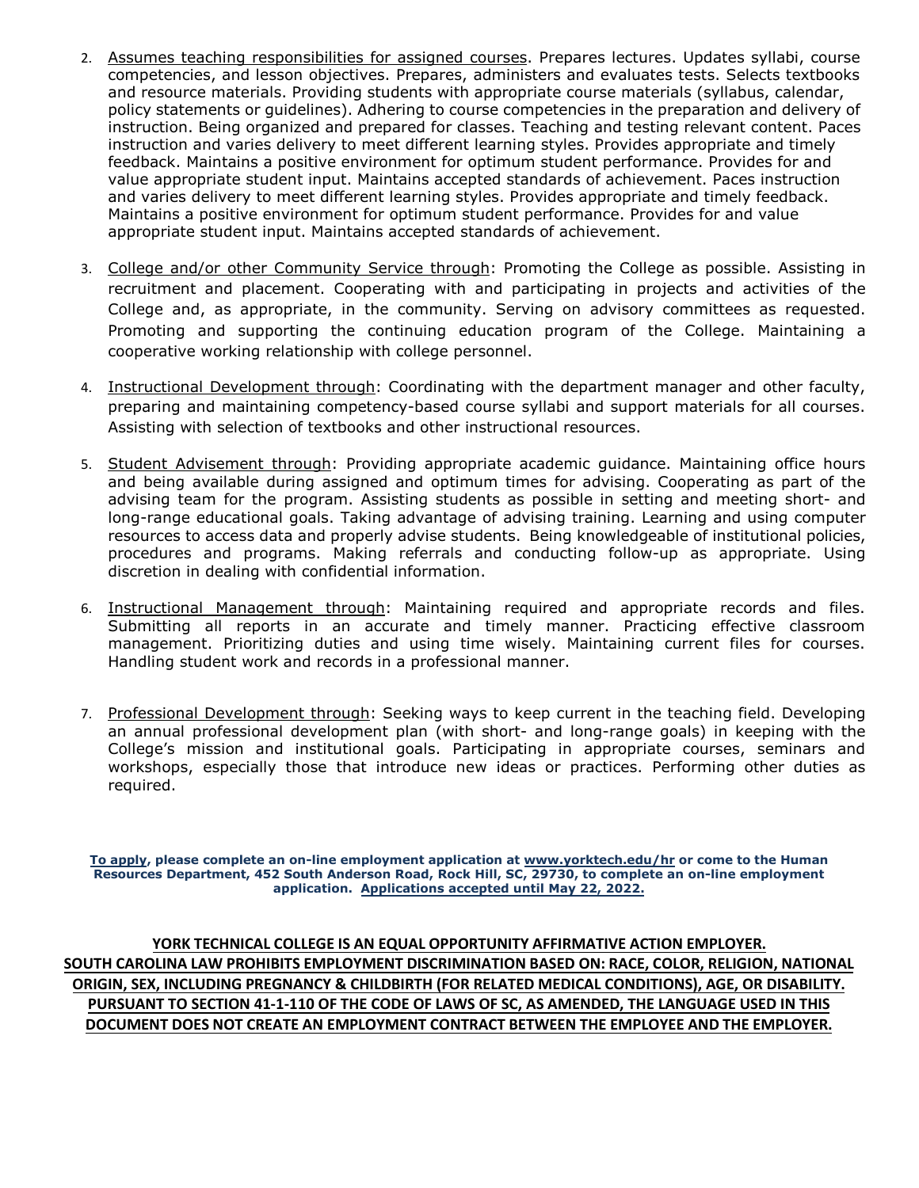2. <u>Assumes teaching responsibilities for assigned courses</u>. Prepares lectures. Updates syllabi, course competencies, and lesson objectives. Prepares, administers and evaluates tests. Selects textbooks and resource materials. Providing students with appropriate course materials (syllabus, calendar, policy statements or guidelines). Adhering to course competencies in the preparation and delivery of instruction. Being organized and prepared for classes. Teaching and testing relevant content. Paces instruction and varies delivery to meet different learning styles. Provides appropriate and timely feedback. Maintains a positive environment for optimum student performance. Provides for and value appropriate student input. Maintains accepted standards of achievement. Paces instruction and varies delivery to meet different learning styles. Provides appropriate and timely feedback. Maintains a positive environment for optimum student performance. Provides for and value appropriate student input. Maintains accepted standards of achievement.

3. <u>College and/or other Community Service through</u>: Promoting the College as possible. Assisting in recruitment and placement. Cooperating with and participating in projects and activities of the College and, as appropriate, in the community. Serving on advisory committees as requested. Promoting and supporting the continuing education program of the College. Maintaining a cooperative working relationship with college personnel.

4. <u>Instructional Development through</u>: Coordinating with the department manager and other faculty, preparing and maintaining competency-based course syllabi and support materials for all courses. Assisting with selection of textbooks and other instructional resources.

5. <u>Student Advisement through</u>: Providing appropriate academic guidance. Maintaining office hours and being available during assigned and optimum times for advising. Cooperating as part of the advising team for the program. Assisting students as possible in setting and meeting short- and long-range educational goals. Taking advantage of advising training. Learning and using computer resources to access data and properly advise students. Being knowledgeable of institutional policies, procedures and programs. Making referrals and conducting follow-up as appropriate. Using discretion in dealing with confidential information.

6. <u>Instructional Management through</u>: Maintaining required and appropriate records and files. Submitting all reports in an accurate and timely manner. Practicing effective classroom management. Prioritizing duties and using time wisely. Maintaining current files for courses. Handling student work and records in a professional manner.

7. <u>Professional Development through</u>: Seeking ways to keep current in the teaching field. Developing an annual professional development plan (with short- and long-range goals) in keeping with the College's mission and institutional goals. Participating in appropriate courses, seminars and workshops, especially those that introduce new ideas or practices. Performing other duties as required.

**<u>To apply</u>, please complete an on-line employment application at <u>www.yorktech.edu/hr</u> or come to the Human Resources Department, 452 South Anderson Road, Rock Hill, SC, 29730, to complete an on-line employment application. <u>Applications accepted until May 22, 2022.</u>**

**<u>YORK TECHNICAL COLLEGE IS AN EQUAL OPPORTUNITY AFFIRMATIVE ACTION EMPLOYER.</u>**
**<u>SOUTH CAROLINA LAW PROHIBITS EMPLOYMENT DISCRIMINATION BASED ON: RACE, COLOR, RELIGION, NATIONAL ORIGIN, SEX, INCLUDING PREGNANCY & CHILDBIRTH (FOR RELATED MEDICAL CONDITIONS), AGE, OR DISABILITY. PURSUANT TO SECTION 41-1-110 OF THE CODE OF LAWS OF SC, AS AMENDED, THE LANGUAGE USED IN THIS DOCUMENT DOES NOT CREATE AN EMPLOYMENT CONTRACT BETWEEN THE EMPLOYEE AND THE EMPLOYER.</u>**